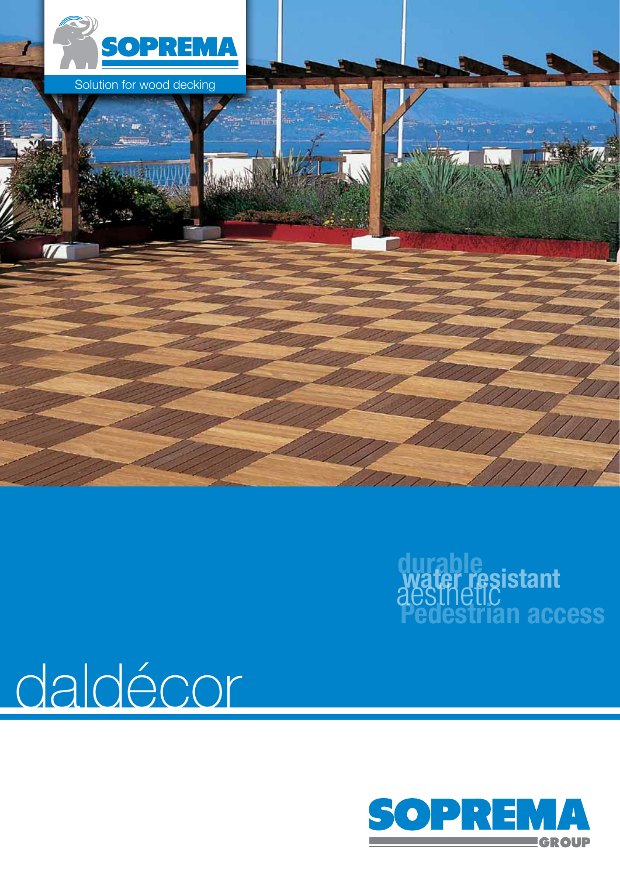SOPREMA

Solution for wood decking

durable
water resistant
aesthetic
Pedestrian access

# daldécor

SOPREMA GROUP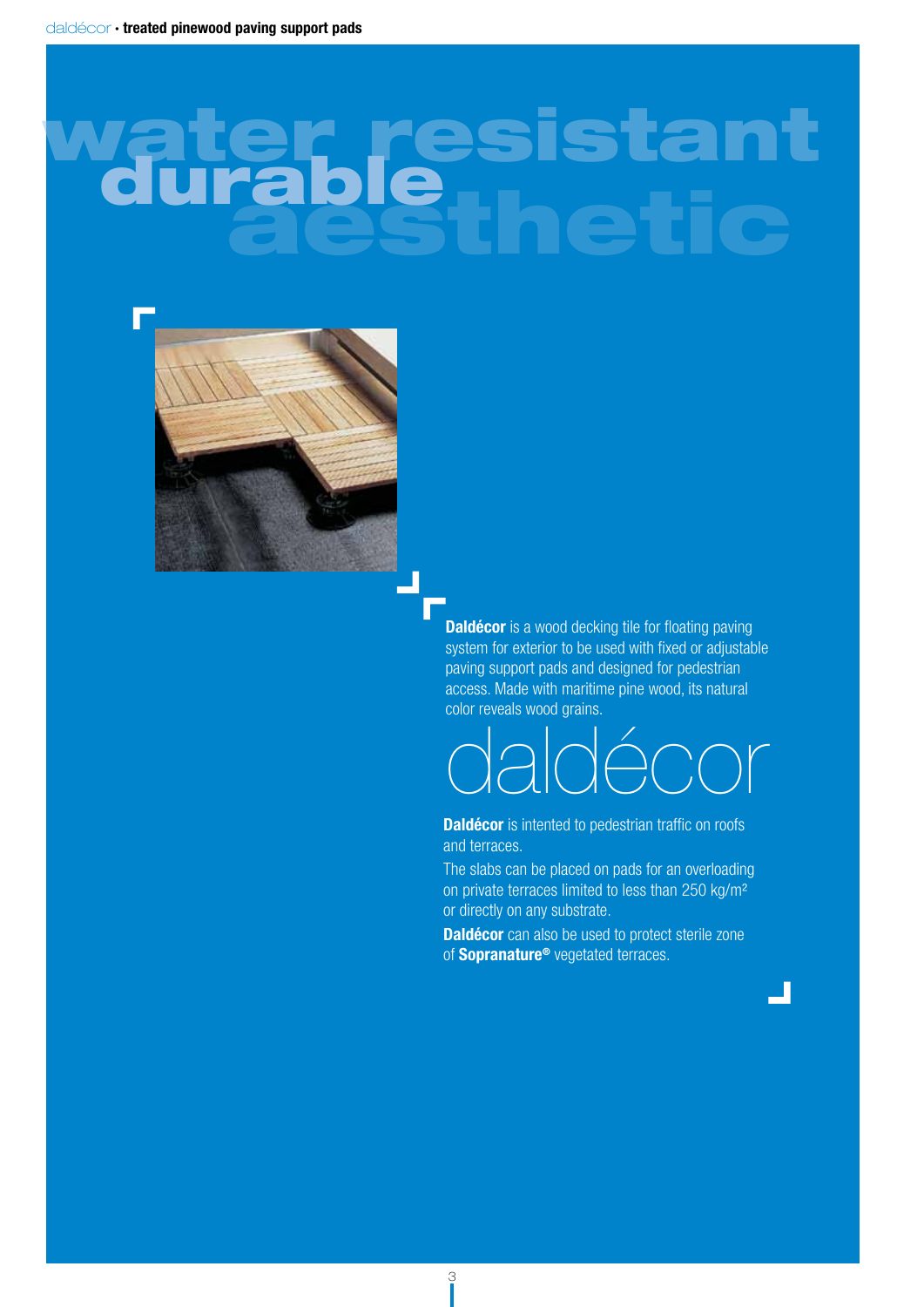# water resistant durable aesthetic

**Daldécor** is a wood decking tile for floating paving system for exterior to be used with fixed or adjustable paving support pads and designed for pedestrian access. Made with maritime pine wood, its natural color reveals wood grains.

## daldécor

**Daldécor** is intented to pedestrian traffic on roofs and terraces.

The slabs can be placed on pads for an overloading on private terraces limited to less than 250 kg/m² or directly on any substrate.

**Daldécor** can also be used to protect sterile zone of **Sopranature®** vegetated terraces.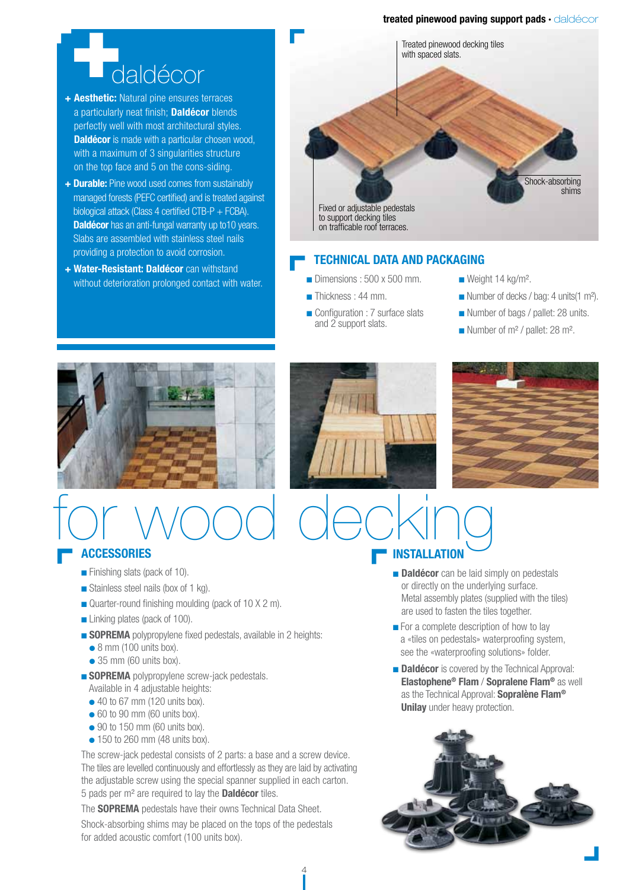# daldécor

+ **Aesthetic:** Natural pine ensures terraces a particularly neat finish; **Daldécor** blends perfectly well with most architectural styles. **Daldécor** is made with a particular chosen wood, with a maximum of 3 singularities structure on the top face and 5 on the cons-siding.
+ **Durable:** Pine wood used comes from sustainably managed forests (PEFC certified) and is treated against biological attack (Class 4 certified CTB-P + FCBA). **Daldécor** has an anti-fungal warranty up to10 years. Slabs are assembled with stainless steel nails providing a protection to avoid corrosion.
+ **Water-Resistant: Daldécor** can withstand without deterioration prolonged contact with water.

Treated pinewood decking tiles with spaced slats.

Shock-absorbing shims

Fixed or adjustable pedestals to support decking tiles on trafficable roof terraces.

## TECHNICAL DATA AND PACKAGING

- Dimensions : 500 x 500 mm.
- Thickness : 44 mm.
- Configuration : 7 surface slats and 2 support slats.
- Weight 14 kg/m².
- Number of decks / bag: 4 units(1 m²).
- Number of bags / pallet: 28 units.
- Number of m² / pallet: 28 m².

# for wood decking

## ACCESSORIES

- Finishing slats (pack of 10).
- Stainless steel nails (box of 1 kg).
- Quarter-round finishing moulding (pack of 10 X 2 m).
- Linking plates (pack of 100).
- **SOPREMA** polypropylene fixed pedestals, available in 2 heights:
  - 8 mm (100 units box).
  - 35 mm (60 units box).
- **SOPREMA** polypropylene screw-jack pedestals. Available in 4 adjustable heights:
  - 40 to 67 mm (120 units box).
  - 60 to 90 mm (60 units box).
  - 90 to 150 mm (60 units box).
  - 150 to 260 mm (48 units box).

The screw-jack pedestal consists of 2 parts: a base and a screw device. The tiles are levelled continuously and effortlessly as they are laid by activating the adjustable screw using the special spanner supplied in each carton. 5 pads per m² are required to lay the **Daldécor** tiles.

The **SOPREMA** pedestals have their owns Technical Data Sheet.

Shock-absorbing shims may be placed on the tops of the pedestals for added acoustic comfort (100 units box).

## INSTALLATION

- **Daldécor** can be laid simply on pedestals or directly on the underlying surface. Metal assembly plates (supplied with the tiles) are used to fasten the tiles together.
- For a complete description of how to lay a «tiles on pedestals» waterproofing system, see the «waterproofing solutions» folder.
- **Daldécor** is covered by the Technical Approval: **Elastophene® Flam** / **Sopralene Flam®** as well as the Technical Approval: **Sopralène Flam® Unilay** under heavy protection.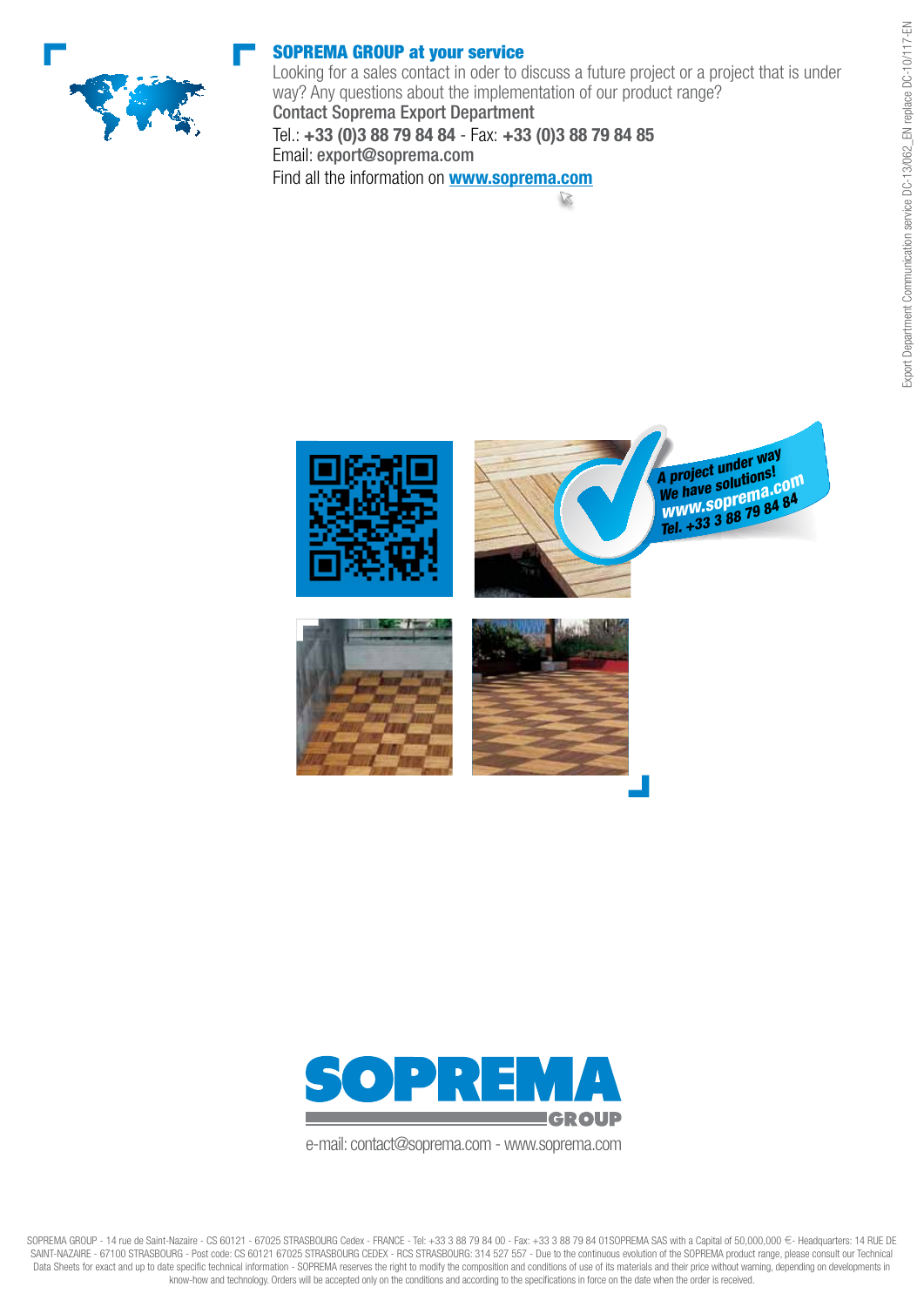## SOPREMA GROUP at your service

Looking for a sales contact in oder to discuss a future project or a project that is under way? Any questions about the implementation of our product range?

Contact Soprema Export Department

Tel.: **+33 (0)3 88 79 84 84** - Fax: **+33 (0)3 88 79 84 85**

Email: export@soprema.com

Find all the information on **www.soprema.com**

Export Department Communication service DC-13/062_EN replace DC-10/117-EN

A project under way
We have solutions!
www.soprema.com
Tel. +33 3 88 79 84 84

SOPREMA GROUP

e-mail: contact@soprema.com - www.soprema.com

SOPREMA GROUP - 14 rue de Saint-Nazaire - CS 60121 - 67025 STRASBOURG Cedex - FRANCE - Tel: +33 3 88 79 84 00 - Fax: +33 3 88 79 84 01SOPREMA SAS with a Capital of 50,000,000 €- Headquarters: 14 RUE DE SAINT-NAZAIRE - 67100 STRASBOURG - Post code: CS 60121 67025 STRASBOURG CEDEX - RCS STRASBOURG: 314 527 557 - Due to the continuous evolution of the SOPREMA product range, please consult our Technical Data Sheets for exact and up to date specific technical information - SOPREMA reserves the right to modify the composition and conditions of use of its materials and their price without warning, depending on developments in know-how and technology. Orders will be accepted only on the conditions and according to the specifications in force on the date when the order is received.